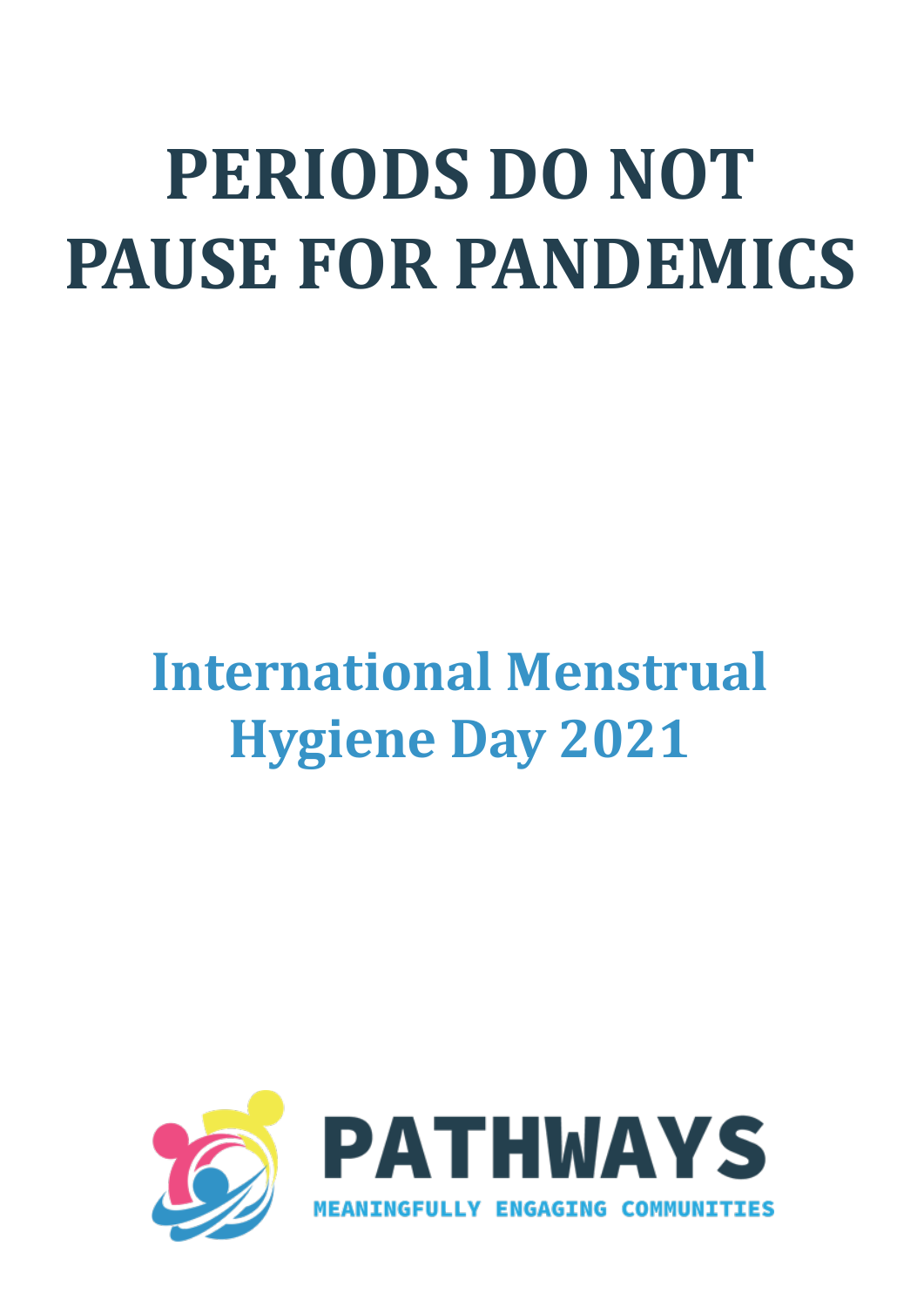# PERIODS DO NOT PAUSE FOR PANDEMICS

## International Menstrual Hygiene Day 2021

PATHWAYS

MEANINGFULLY ENGAGING COMMUNITIES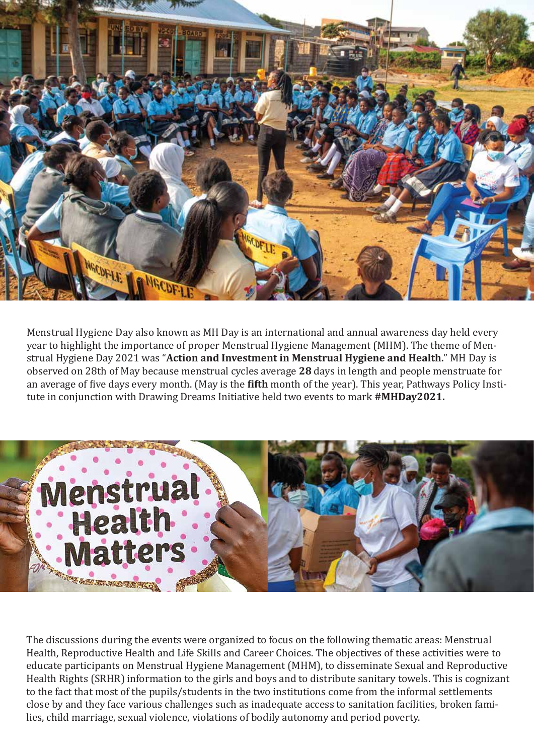Menstrual Hygiene Day also known as MH Day is an international and annual awareness day held every year to highlight the importance of proper Menstrual Hygiene Management (MHM). The theme of Menstrual Hygiene Day 2021 was "**Action and Investment in Menstrual Hygiene and Health.**" MH Day is observed on 28th of May because menstrual cycles average **28** days in length and people menstruate for an average of five days every month. (May is the **fifth** month of the year). This year, Pathways Policy Institute in conjunction with Drawing Dreams Initiative held two events to mark **#MHDay2021.**

The discussions during the events were organized to focus on the following thematic areas: Menstrual Health, Reproductive Health and Life Skills and Career Choices. The objectives of these activities were to educate participants on Menstrual Hygiene Management (MHM), to disseminate Sexual and Reproductive Health Rights (SRHR) information to the girls and boys and to distribute sanitary towels. This is cognizant to the fact that most of the pupils/students in the two institutions come from the informal settlements close by and they face various challenges such as inadequate access to sanitation facilities, broken families, child marriage, sexual violence, violations of bodily autonomy and period poverty.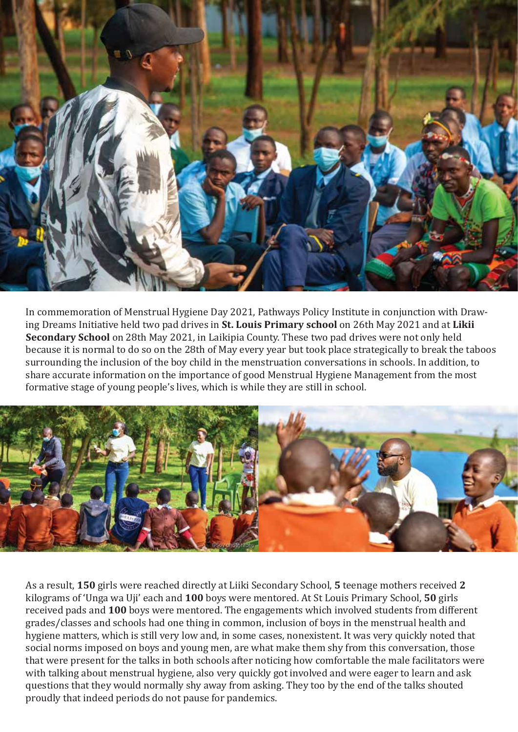In commemoration of Menstrual Hygiene Day 2021, Pathways Policy Institute in conjunction with Drawing Dreams Initiative held two pad drives in **St. Louis Primary school** on 26th May 2021 and at **Likii Secondary School** on 28th May 2021, in Laikipia County. These two pad drives were not only held because it is normal to do so on the 28th of May every year but took place strategically to break the taboos surrounding the inclusion of the boy child in the menstruation conversations in schools. In addition, to share accurate information on the importance of good Menstrual Hygiene Management from the most formative stage of young people's lives, which is while they are still in school.

As a result, **150** girls were reached directly at Liiki Secondary School, **5** teenage mothers received **2** kilograms of 'Unga wa Uji' each and **100** boys were mentored. At St Louis Primary School, **50** girls received pads and **100** boys were mentored. The engagements which involved students from different grades/classes and schools had one thing in common, inclusion of boys in the menstrual health and hygiene matters, which is still very low and, in some cases, nonexistent. It was very quickly noted that social norms imposed on boys and young men, are what make them shy from this conversation, those that were present for the talks in both schools after noticing how comfortable the male facilitators were with talking about menstrual hygiene, also very quickly got involved and were eager to learn and ask questions that they would normally shy away from asking. They too by the end of the talks shouted proudly that indeed periods do not pause for pandemics.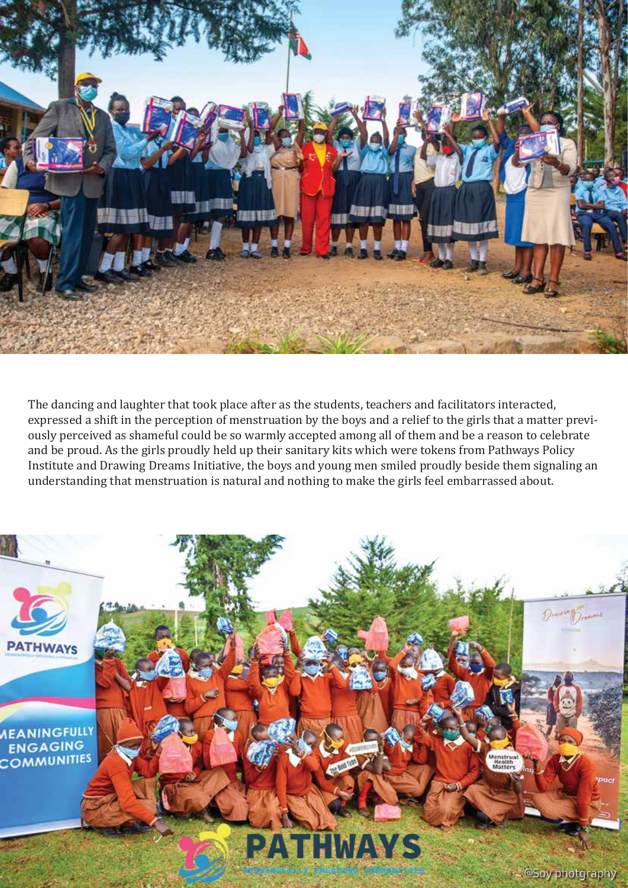The dancing and laughter that took place after as the students, teachers and facilitators interacted, expressed a shift in the perception of menstruation by the boys and a relief to the girls that a matter previously perceived as shameful could be so warmly accepted among all of them and be a reason to celebrate and be proud. As the girls proudly held up their sanitary kits which were tokens from Pathways Policy Institute and Drawing Dreams Initiative, the boys and young men smiled proudly beside them signaling an understanding that menstruation is natural and nothing to make the girls feel embarrassed about.